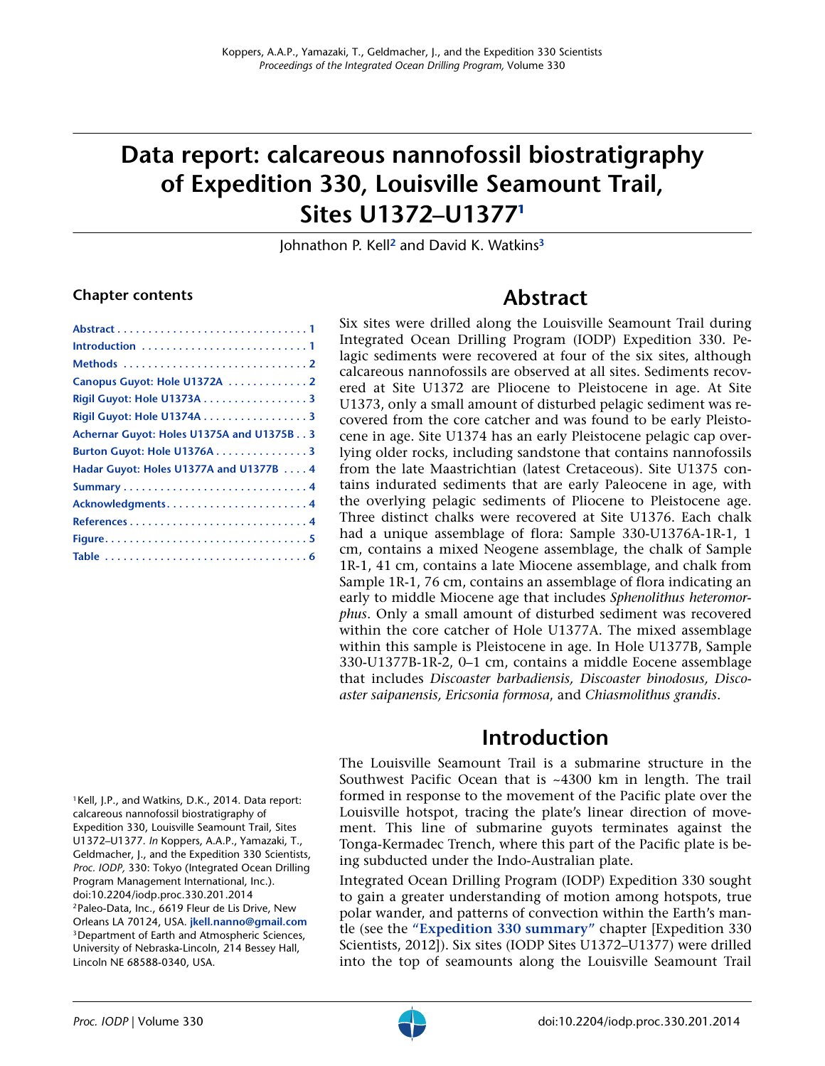Koppers, A.A.P., Yamazaki, T., Geldmacher, J., and the Expedition 330 Scientists
*Proceedings of the Integrated Ocean Drilling Program,* Volume 330

# Data report: calcareous nannofossil biostratigraphy of Expedition 330, Louisville Seamount Trail, Sites U1372–U1377[1]

Johnathon P. Kell[2] and David K. Watkins[3]

### Chapter contents

- Abstract . . . 1
- Introduction . . . 1
- Methods . . . 2
- Canopus Guyot: Hole U1372A . . . 2
- Rigil Guyot: Hole U1373A . . . 3
- Rigil Guyot: Hole U1374A . . . 3
- Achernar Guyot: Holes U1375A and U1375B . . 3
- Burton Guyot: Hole U1376A . . . 3
- Hadar Guyot: Holes U1377A and U1377B . . . 4
- Summary . . . 4
- Acknowledgments . . . 4
- References . . . 4
- Figure . . . 5
- Table . . . 6

## Abstract

Six sites were drilled along the Louisville Seamount Trail during Integrated Ocean Drilling Program (IODP) Expedition 330. Pelagic sediments were recovered at four of the six sites, although calcareous nannofossils are observed at all sites. Sediments recovered at Site U1372 are Pliocene to Pleistocene in age. At Site U1373, only a small amount of disturbed pelagic sediment was recovered from the core catcher and was found to be early Pleistocene in age. Site U1374 has an early Pleistocene pelagic cap overlying older rocks, including sandstone that contains nannofossils from the late Maastrichtian (latest Cretaceous). Site U1375 contains indurated sediments that are early Paleocene in age, with the overlying pelagic sediments of Pliocene to Pleistocene age. Three distinct chalks were recovered at Site U1376. Each chalk had a unique assemblage of flora: Sample 330-U1376A-1R-1, 1 cm, contains a mixed Neogene assemblage, the chalk of Sample 1R-1, 41 cm, contains a late Miocene assemblage, and chalk from Sample 1R-1, 76 cm, contains an assemblage of flora indicating an early to middle Miocene age that includes *Sphenolithus heteromorphus*. Only a small amount of disturbed sediment was recovered within the core catcher of Hole U1377A. The mixed assemblage within this sample is Pleistocene in age. In Hole U1377B, Sample 330-U1377B-1R-2, 0–1 cm, contains a middle Eocene assemblage that includes *Discoaster barbadiensis, Discoaster binodosus, Discoaster saipanensis, Ericsonia formosa*, and *Chiasmolithus grandis*.

## Introduction

The Louisville Seamount Trail is a submarine structure in the Southwest Pacific Ocean that is ~4300 km in length. The trail formed in response to the movement of the Pacific plate over the Louisville hotspot, tracing the plate's linear direction of movement. This line of submarine guyots terminates against the Tonga-Kermadec Trench, where this part of the Pacific plate is being subducted under the Indo-Australian plate.

Integrated Ocean Drilling Program (IODP) Expedition 330 sought to gain a greater understanding of motion among hotspots, true polar wander, and patterns of convection within the Earth's mantle (see the **"Expedition 330 summary"** chapter [Expedition 330 Scientists, 2012]). Six sites (IODP Sites U1372–U1377) were drilled into the top of seamounts along the Louisville Seamount Trail

[1] Kell, J.P., and Watkins, D.K., 2014. Data report: calcareous nannofossil biostratigraphy of Expedition 330, Louisville Seamount Trail, Sites U1372–U1377. *In* Koppers, A.A.P., Yamazaki, T., Geldmacher, J., and the Expedition 330 Scientists, *Proc. IODP,* 330: Tokyo (Integrated Ocean Drilling Program Management International, Inc.). doi:10.2204/iodp.proc.330.201.2014
[2] Paleo-Data, Inc., 6619 Fleur de Lis Drive, New Orleans LA 70124, USA. **jkell.nanno@gmail.com**
[3] Department of Earth and Atmospheric Sciences, University of Nebraska-Lincoln, 214 Bessey Hall, Lincoln NE 68588-0340, USA.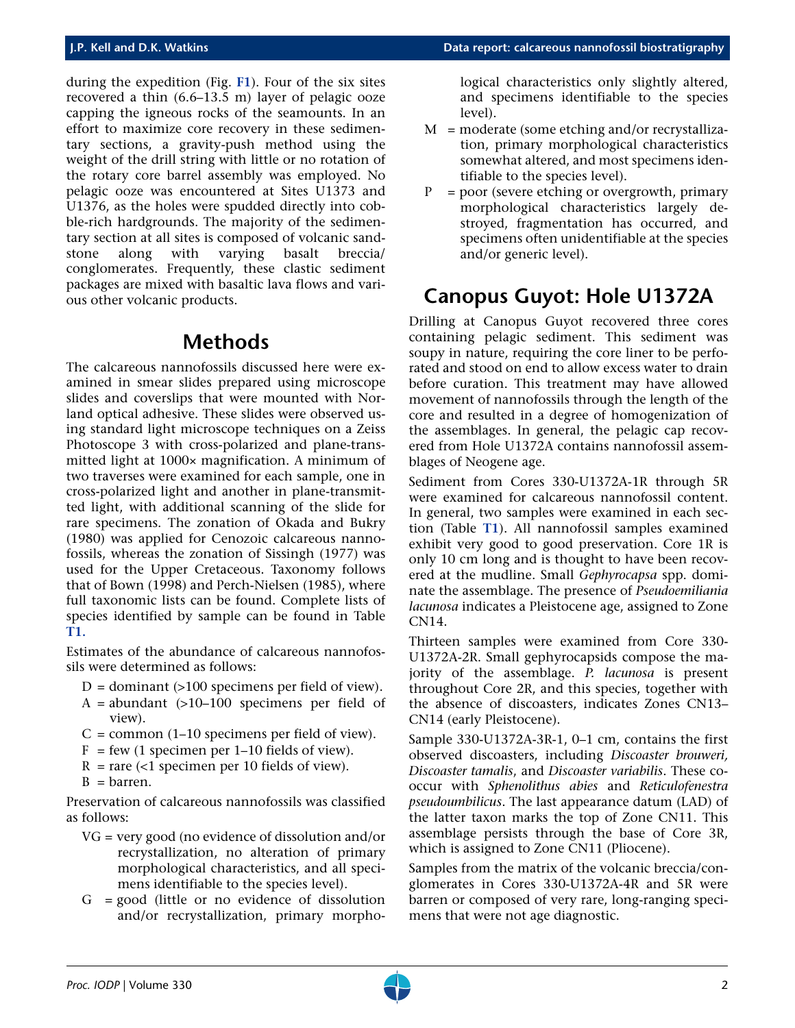during the expedition (Fig. **F1**). Four of the six sites recovered a thin (6.6–13.5 m) layer of pelagic ooze capping the igneous rocks of the seamounts. In an effort to maximize core recovery in these sedimentary sections, a gravity-push method using the weight of the drill string with little or no rotation of the rotary core barrel assembly was employed. No pelagic ooze was encountered at Sites U1373 and U1376, as the holes were spudded directly into cobble-rich hardgrounds. The majority of the sedimentary section at all sites is composed of volcanic sandstone along with varying basalt breccia/conglomerates. Frequently, these clastic sediment packages are mixed with basaltic lava flows and various other volcanic products.

# Methods

The calcareous nannofossils discussed here were examined in smear slides prepared using microscope slides and coverslips that were mounted with Norland optical adhesive. These slides were observed using standard light microscope techniques on a Zeiss Photoscope 3 with cross-polarized and plane-transmitted light at 1000× magnification. A minimum of two traverses were examined for each sample, one in cross-polarized light and another in plane-transmitted light, with additional scanning of the slide for rare specimens. The zonation of Okada and Bukry (1980) was applied for Cenozoic calcareous nannofossils, whereas the zonation of Sissingh (1977) was used for the Upper Cretaceous. Taxonomy follows that of Bown (1998) and Perch-Nielsen (1985), where full taxonomic lists can be found. Complete lists of species identified by sample can be found in Table **T1**.

Estimates of the abundance of calcareous nannofossils were determined as follows:

- D = dominant (>100 specimens per field of view).
- A = abundant (>10–100 specimens per field of view).
- C = common (1–10 specimens per field of view).
- F = few (1 specimen per 1–10 fields of view).
- R = rare (<1 specimen per 10 fields of view).
- B = barren.

Preservation of calcareous nannofossils was classified as follows:

- VG = very good (no evidence of dissolution and/or recrystallization, no alteration of primary morphological characteristics, and all specimens identifiable to the species level).
- G = good (little or no evidence of dissolution and/or recrystallization, primary morphological characteristics only slightly altered, and specimens identifiable to the species level).
- M = moderate (some etching and/or recrystallization, primary morphological characteristics somewhat altered, and most specimens identifiable to the species level).
- P = poor (severe etching or overgrowth, primary morphological characteristics largely destroyed, fragmentation has occurred, and specimens often unidentifiable at the species and/or generic level).

# Canopus Guyot: Hole U1372A

Drilling at Canopus Guyot recovered three cores containing pelagic sediment. This sediment was soupy in nature, requiring the core liner to be perforated and stood on end to allow excess water to drain before curation. This treatment may have allowed movement of nannofossils through the length of the core and resulted in a degree of homogenization of the assemblages. In general, the pelagic cap recovered from Hole U1372A contains nannofossil assemblages of Neogene age.

Sediment from Cores 330-U1372A-1R through 5R were examined for calcareous nannofossil content. In general, two samples were examined in each section (Table **T1**). All nannofossil samples examined exhibit very good to good preservation. Core 1R is only 10 cm long and is thought to have been recovered at the mudline. Small *Gephyrocapsa* spp. dominate the assemblage. The presence of *Pseudoemiliania lacunosa* indicates a Pleistocene age, assigned to Zone CN14.

Thirteen samples were examined from Core 330-U1372A-2R. Small gephyrocapsids compose the majority of the assemblage. *P. lacunosa* is present throughout Core 2R, and this species, together with the absence of discoasters, indicates Zones CN13–CN14 (early Pleistocene).

Sample 330-U1372A-3R-1, 0–1 cm, contains the first observed discoasters, including *Discoaster brouweri, Discoaster tamalis*, and *Discoaster variabilis*. These cooccur with *Sphenolithus abies* and *Reticulofenestra pseudoumbilicus*. The last appearance datum (LAD) of the latter taxon marks the top of Zone CN11. This assemblage persists through the base of Core 3R, which is assigned to Zone CN11 (Pliocene).

Samples from the matrix of the volcanic breccia/conglomerates in Cores 330-U1372A-4R and 5R were barren or composed of very rare, long-ranging specimens that were not age diagnostic.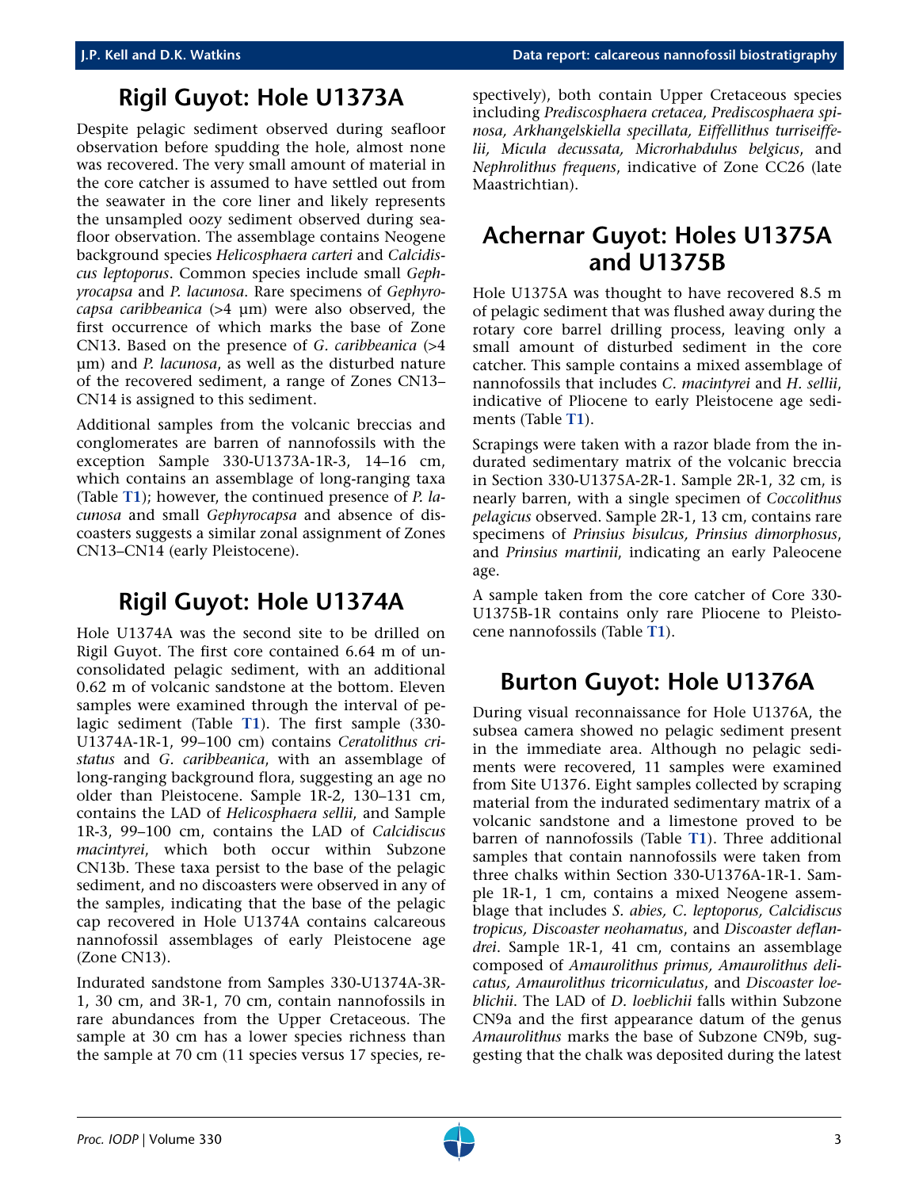## Rigil Guyot: Hole U1373A

Despite pelagic sediment observed during seafloor observation before spudding the hole, almost none was recovered. The very small amount of material in the core catcher is assumed to have settled out from the seawater in the core liner and likely represents the unsampled oozy sediment observed during seafloor observation. The assemblage contains Neogene background species *Helicosphaera carteri* and *Calcidiscus leptoporus*. Common species include small *Gephyrocapsa* and *P. lacunosa*. Rare specimens of *Gephyrocapsa caribbeanica* (>4 µm) were also observed, the first occurrence of which marks the base of Zone CN13. Based on the presence of *G. caribbeanica* (>4 µm) and *P. lacunosa*, as well as the disturbed nature of the recovered sediment, a range of Zones CN13–CN14 is assigned to this sediment.

Additional samples from the volcanic breccias and conglomerates are barren of nannofossils with the exception Sample 330-U1373A-1R-3, 14–16 cm, which contains an assemblage of long-ranging taxa (Table T1); however, the continued presence of *P. lacunosa* and small *Gephyrocapsa* and absence of discoasters suggests a similar zonal assignment of Zones CN13–CN14 (early Pleistocene).

## Rigil Guyot: Hole U1374A

Hole U1374A was the second site to be drilled on Rigil Guyot. The first core contained 6.64 m of unconsolidated pelagic sediment, with an additional 0.62 m of volcanic sandstone at the bottom. Eleven samples were examined through the interval of pelagic sediment (Table T1). The first sample (330-U1374A-1R-1, 99–100 cm) contains *Ceratolithus cristatus* and *G. caribbeanica*, with an assemblage of long-ranging background flora, suggesting an age no older than Pleistocene. Sample 1R-2, 130–131 cm, contains the LAD of *Helicosphaera sellii*, and Sample 1R-3, 99–100 cm, contains the LAD of *Calcidiscus macintyrei*, which both occur within Subzone CN13b. These taxa persist to the base of the pelagic sediment, and no discoasters were observed in any of the samples, indicating that the base of the pelagic cap recovered in Hole U1374A contains calcareous nannofossil assemblages of early Pleistocene age (Zone CN13).

Indurated sandstone from Samples 330-U1374A-3R-1, 30 cm, and 3R-1, 70 cm, contain nannofossils in rare abundances from the Upper Cretaceous. The sample at 30 cm has a lower species richness than the sample at 70 cm (11 species versus 17 species, respectively), both contain Upper Cretaceous species including *Prediscosphaera cretacea, Prediscosphaera spinosa, Arkhangelskiella specillata, Eiffellithus turriseiffelii, Micula decussata, Microrhabdulus belgicus*, and *Nephrolithus frequens*, indicative of Zone CC26 (late Maastrichtian).

## Achernar Guyot: Holes U1375A and U1375B

Hole U1375A was thought to have recovered 8.5 m of pelagic sediment that was flushed away during the rotary core barrel drilling process, leaving only a small amount of disturbed sediment in the core catcher. This sample contains a mixed assemblage of nannofossils that includes *C. macintyrei* and *H. sellii*, indicative of Pliocene to early Pleistocene age sediments (Table T1).

Scrapings were taken with a razor blade from the indurated sedimentary matrix of the volcanic breccia in Section 330-U1375A-2R-1. Sample 2R-1, 32 cm, is nearly barren, with a single specimen of *Coccolithus pelagicus* observed. Sample 2R-1, 13 cm, contains rare specimens of *Prinsius bisulcus, Prinsius dimorphosus*, and *Prinsius martinii*, indicating an early Paleocene age.

A sample taken from the core catcher of Core 330-U1375B-1R contains only rare Pliocene to Pleistocene nannofossils (Table T1).

## Burton Guyot: Hole U1376A

During visual reconnaissance for Hole U1376A, the subsea camera showed no pelagic sediment present in the immediate area. Although no pelagic sediments were recovered, 11 samples were examined from Site U1376. Eight samples collected by scraping material from the indurated sedimentary matrix of a volcanic sandstone and a limestone proved to be barren of nannofossils (Table T1). Three additional samples that contain nannofossils were taken from three chalks within Section 330-U1376A-1R-1. Sample 1R-1, 1 cm, contains a mixed Neogene assemblage that includes *S. abies, C. leptoporus, Calcidiscus tropicus, Discoaster neohamatus*, and *Discoaster deflandrei*. Sample 1R-1, 41 cm, contains an assemblage composed of *Amaurolithus primus, Amaurolithus delicatus, Amaurolithus tricorniculatus*, and *Discoaster loeblichii*. The LAD of *D. loeblichii* falls within Subzone CN9a and the first appearance datum of the genus *Amaurolithus* marks the base of Subzone CN9b, suggesting that the chalk was deposited during the latest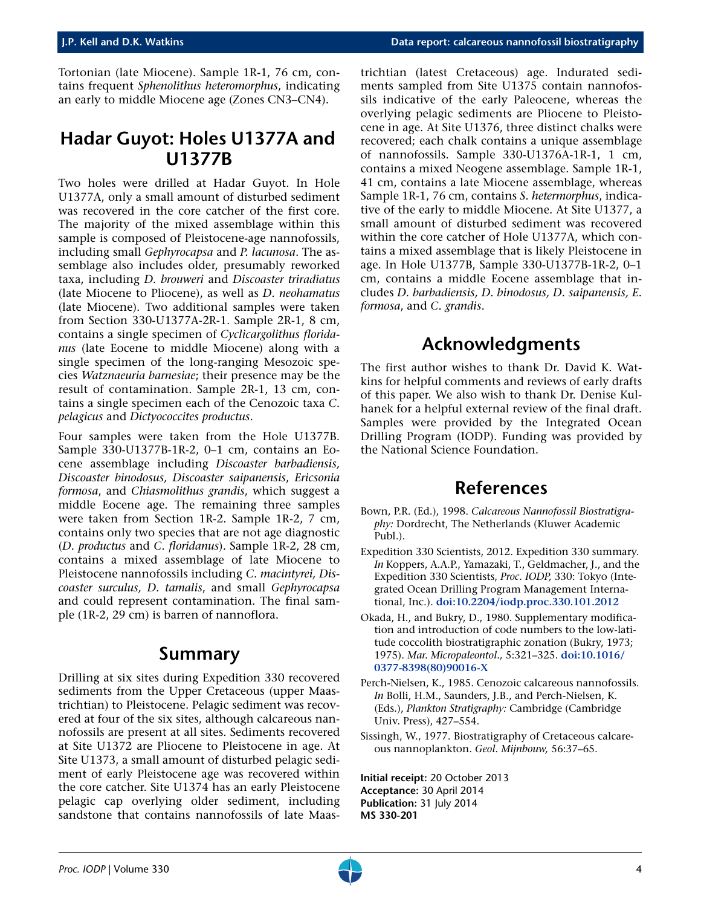Tortonian (late Miocene). Sample 1R-1, 76 cm, contains frequent *Sphenolithus heteromorphus*, indicating an early to middle Miocene age (Zones CN3–CN4).

## Hadar Guyot: Holes U1377A and U1377B

Two holes were drilled at Hadar Guyot. In Hole U1377A, only a small amount of disturbed sediment was recovered in the core catcher of the first core. The majority of the mixed assemblage within this sample is composed of Pleistocene-age nannofossils, including small *Gephyrocapsa* and *P. lacunosa*. The assemblage also includes older, presumably reworked taxa, including *D. brouweri* and *Discoaster triradiatus* (late Miocene to Pliocene), as well as *D. neohamatus* (late Miocene). Two additional samples were taken from Section 330-U1377A-2R-1. Sample 2R-1, 8 cm, contains a single specimen of *Cyclicargolithus floridanus* (late Eocene to middle Miocene) along with a single specimen of the long-ranging Mesozoic species *Watznaeuria barnesiae*; their presence may be the result of contamination. Sample 2R-1, 13 cm, contains a single specimen each of the Cenozoic taxa *C. pelagicus* and *Dictyococcites productus*.

Four samples were taken from the Hole U1377B. Sample 330-U1377B-1R-2, 0–1 cm, contains an Eocene assemblage including *Discoaster barbadiensis, Discoaster binodosus, Discoaster saipanensis*, *Ericsonia formosa*, and *Chiasmolithus grandis*, which suggest a middle Eocene age. The remaining three samples were taken from Section 1R-2. Sample 1R-2, 7 cm, contains only two species that are not age diagnostic (*D. productus* and *C. floridanus*). Sample 1R-2, 28 cm, contains a mixed assemblage of late Miocene to Pleistocene nannofossils including *C. macintyrei, Discoaster surculus, D. tamalis*, and small *Gephyrocapsa* and could represent contamination. The final sample (1R-2, 29 cm) is barren of nannoflora.

## Summary

Drilling at six sites during Expedition 330 recovered sediments from the Upper Cretaceous (upper Maastrichtian) to Pleistocene. Pelagic sediment was recovered at four of the six sites, although calcareous nannofossils are present at all sites. Sediments recovered at Site U1372 are Pliocene to Pleistocene in age. At Site U1373, a small amount of disturbed pelagic sediment of early Pleistocene age was recovered within the core catcher. Site U1374 has an early Pleistocene pelagic cap overlying older sediment, including sandstone that contains nannofossils of late Maastrichtian (latest Cretaceous) age. Indurated sediments sampled from Site U1375 contain nannofossils indicative of the early Paleocene, whereas the overlying pelagic sediments are Pliocene to Pleistocene in age. At Site U1376, three distinct chalks were recovered; each chalk contains a unique assemblage of nannofossils. Sample 330-U1376A-1R-1, 1 cm, contains a mixed Neogene assemblage. Sample 1R-1, 41 cm, contains a late Miocene assemblage, whereas Sample 1R-1, 76 cm, contains *S. hetermorphus*, indicative of the early to middle Miocene. At Site U1377, a small amount of disturbed sediment was recovered within the core catcher of Hole U1377A, which contains a mixed assemblage that is likely Pleistocene in age. In Hole U1377B, Sample 330-U1377B-1R-2, 0–1 cm, contains a middle Eocene assemblage that includes *D. barbadiensis, D. binodosus, D. saipanensis, E. formosa*, and *C. grandis*.

## Acknowledgments

The first author wishes to thank Dr. David K. Watkins for helpful comments and reviews of early drafts of this paper. We also wish to thank Dr. Denise Kulhanek for a helpful external review of the final draft. Samples were provided by the Integrated Ocean Drilling Program (IODP). Funding was provided by the National Science Foundation.

## References

Bown, P.R. (Ed.), 1998. *Calcareous Nannofossil Biostratigraphy:* Dordrecht, The Netherlands (Kluwer Academic Publ.).

Expedition 330 Scientists, 2012. Expedition 330 summary. *In* Koppers, A.A.P., Yamazaki, T., Geldmacher, J., and the Expedition 330 Scientists, *Proc. IODP,* 330: Tokyo (Integrated Ocean Drilling Program Management International, Inc.). **doi:10.2204/iodp.proc.330.101.2012**

Okada, H., and Bukry, D., 1980. Supplementary modification and introduction of code numbers to the low-latitude coccolith biostratigraphic zonation (Bukry, 1973; 1975). *Mar. Micropaleontol.,* 5:321–325. **doi:10.1016/0377-8398(80)90016-X**

Perch-Nielsen, K., 1985. Cenozoic calcareous nannofossils. *In* Bolli, H.M., Saunders, J.B., and Perch-Nielsen, K. (Eds.), *Plankton Stratigraphy:* Cambridge (Cambridge Univ. Press), 427–554.

Sissingh, W., 1977. Biostratigraphy of Cretaceous calcareous nannoplankton. *Geol. Mijnbouw,* 56:37–65.

**Initial receipt:** 20 October 2013
**Acceptance:** 30 April 2014
**Publication:** 31 July 2014
**MS 330-201**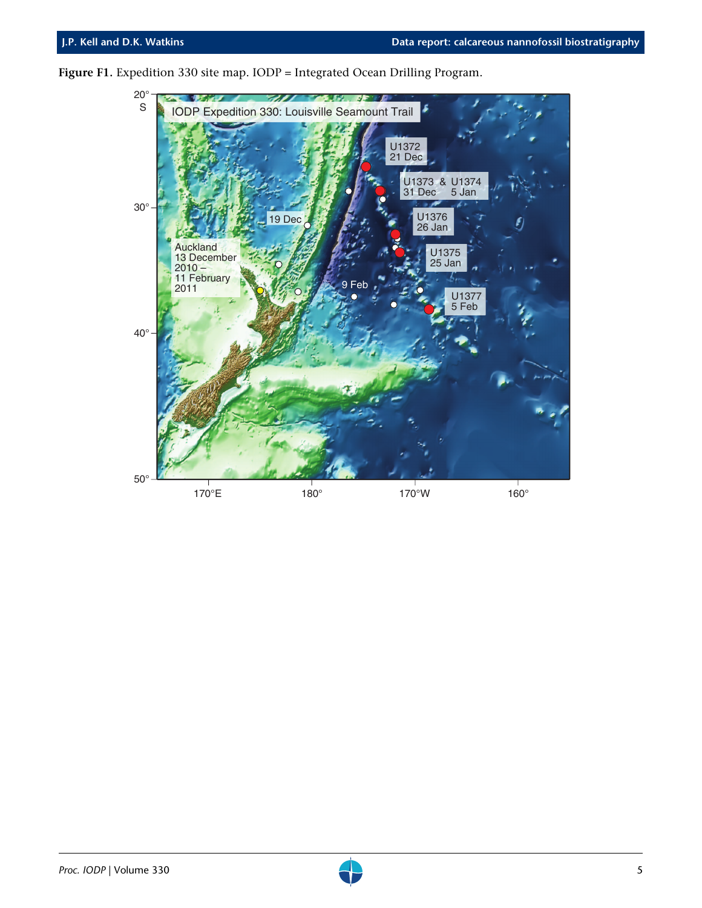**Figure F1.** Expedition 330 site map. IODP = Integrated Ocean Drilling Program.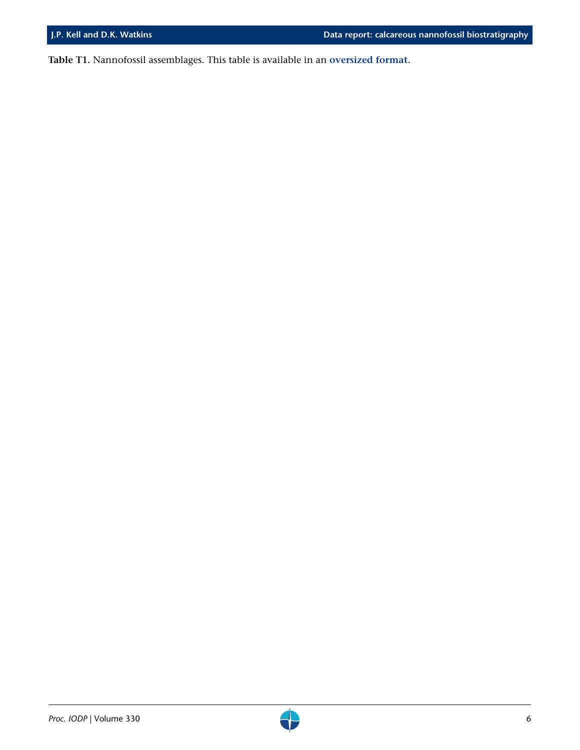**Table T1.** Nannofossil assemblages. This table is available in an **oversized format.**